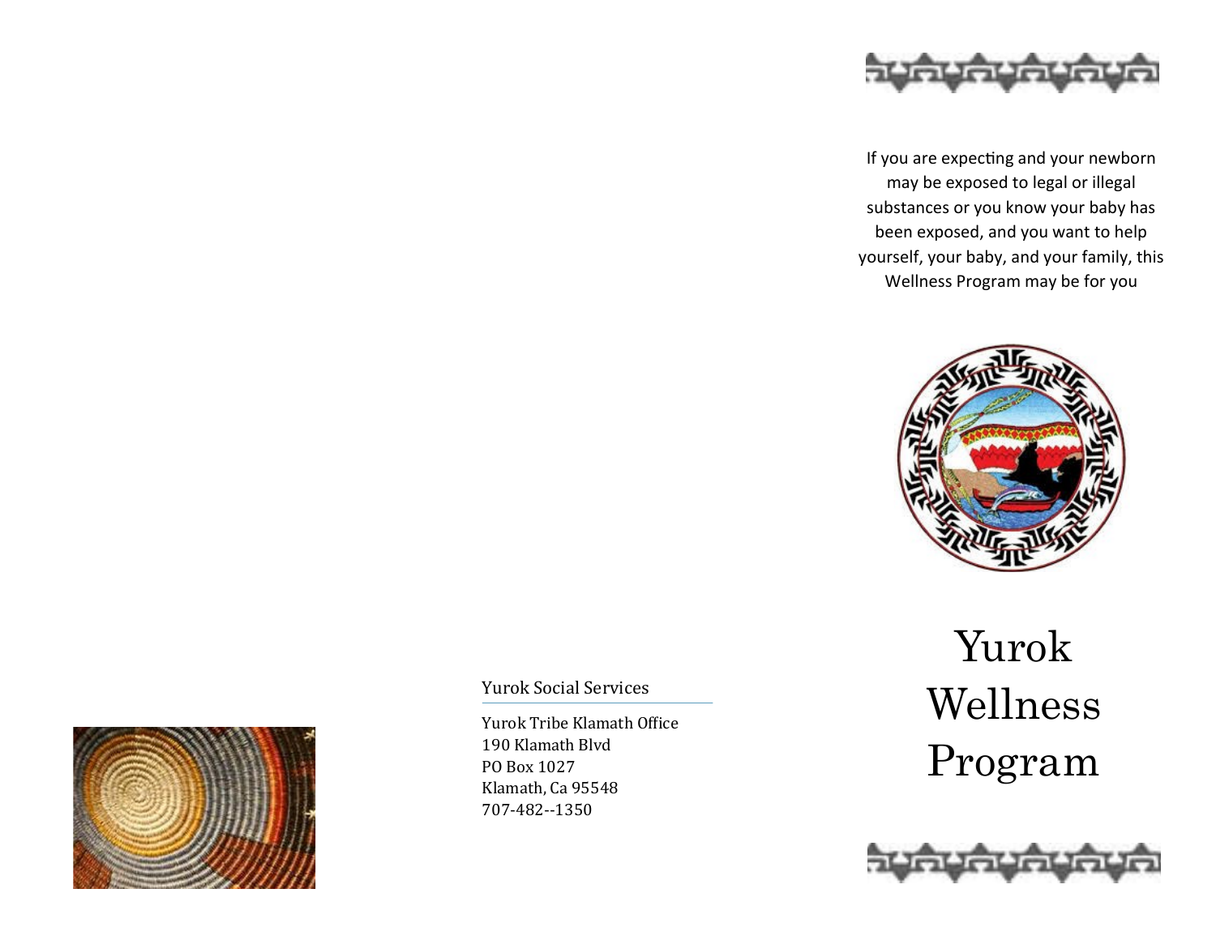Yurok Social Services

Yurok Tribe Klamath Office
190 Klamath Blvd
PO Box 1027
Klamath, Ca 95548
707-482--1350

If you are expecting and your newborn may be exposed to legal or illegal substances or you know your baby has been exposed, and you want to help yourself, your baby, and your family, this Wellness Program may be for you

# Yurok Wellness Program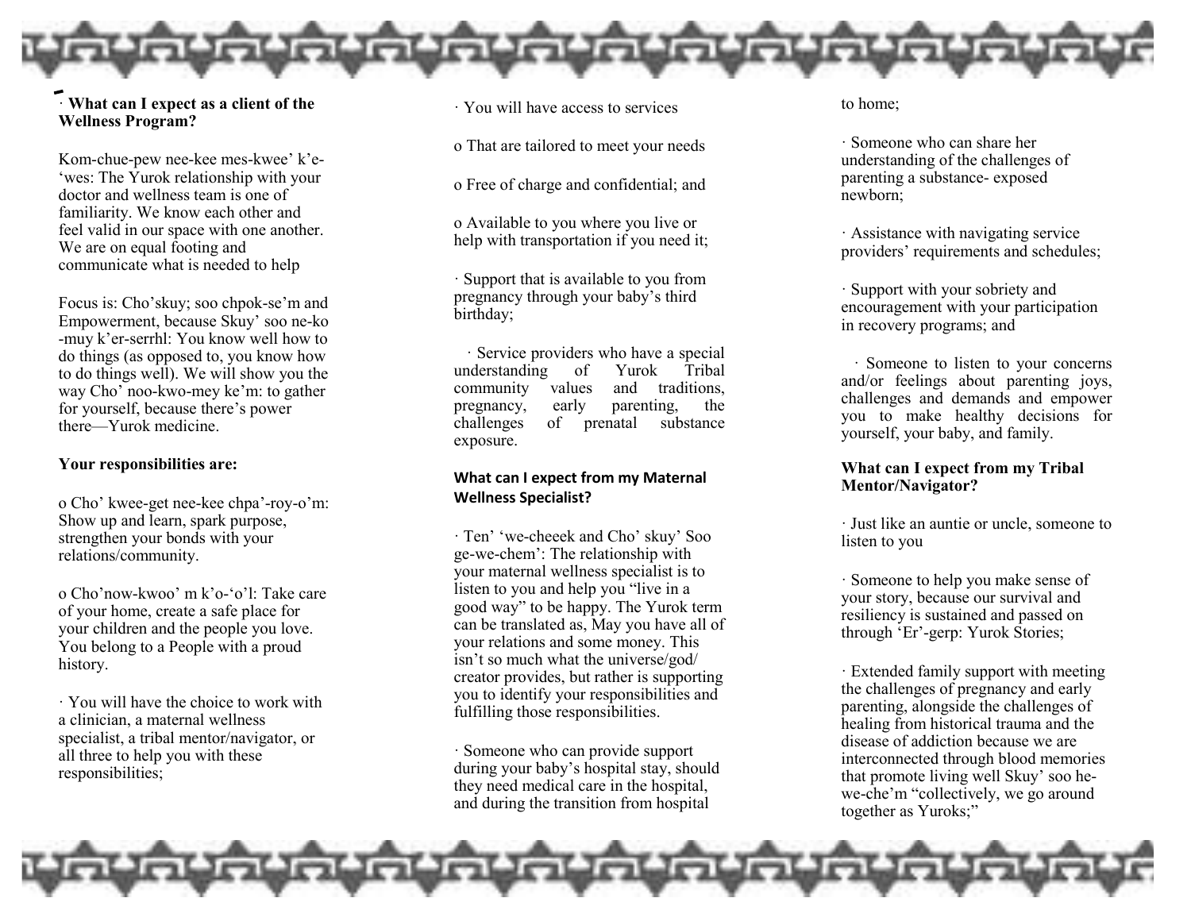· **What can I expect as a client of the Wellness Program?**

Kom-chue-pew nee-kee mes-kwee' k'e-'wes: The Yurok relationship with your doctor and wellness team is one of familiarity. We know each other and feel valid in our space with one another. We are on equal footing and communicate what is needed to help

Focus is: Cho'skuy; soo chpok-se'm and Empowerment, because Skuy' soo ne-ko-muy k'er-serrhl: You know well how to do things (as opposed to, you know how to do things well). We will show you the way Cho' noo-kwo-mey ke'm: to gather for yourself, because there's power there—Yurok medicine.

**Your responsibilities are:**

o Cho' kwee-get nee-kee chpa'-roy-o'm: Show up and learn, spark purpose, strengthen your bonds with your relations/community.

o Cho'now-kwoo' m k'o-'o'l: Take care of your home, create a safe place for your children and the people you love. You belong to a People with a proud history.

· You will have the choice to work with a clinician, a maternal wellness specialist, a tribal mentor/navigator, or all three to help you with these responsibilities;

· You will have access to services

o That are tailored to meet your needs

o Free of charge and confidential; and

o Available to you where you live or help with transportation if you need it;

· Support that is available to you from pregnancy through your baby's third birthday;

· Service providers who have a special understanding of Yurok Tribal community values and traditions, pregnancy, early parenting, the challenges of prenatal substance exposure.

**What can I expect from my Maternal Wellness Specialist?**

· Ten' 'we-cheeek and Cho' skuy' Soo ge-we-chem': The relationship with your maternal wellness specialist is to listen to you and help you "live in a good way" to be happy. The Yurok term can be translated as, May you have all of your relations and some money. This isn't so much what the universe/god/ creator provides, but rather is supporting you to identify your responsibilities and fulfilling those responsibilities.

· Someone who can provide support during your baby's hospital stay, should they need medical care in the hospital, and during the transition from hospital to home;

· Someone who can share her understanding of the challenges of parenting a substance- exposed newborn;

· Assistance with navigating service providers' requirements and schedules;

· Support with your sobriety and encouragement with your participation in recovery programs; and

· Someone to listen to your concerns and/or feelings about parenting joys, challenges and demands and empower you to make healthy decisions for yourself, your baby, and family.

**What can I expect from my Tribal Mentor/Navigator?**

· Just like an auntie or uncle, someone to listen to you

· Someone to help you make sense of your story, because our survival and resiliency is sustained and passed on through 'Er'-gerp: Yurok Stories;

· Extended family support with meeting the challenges of pregnancy and early parenting, alongside the challenges of healing from historical trauma and the disease of addiction because we are interconnected through blood memories that promote living well Skuy' soo he-we-che'm "collectively, we go around together as Yuroks;"